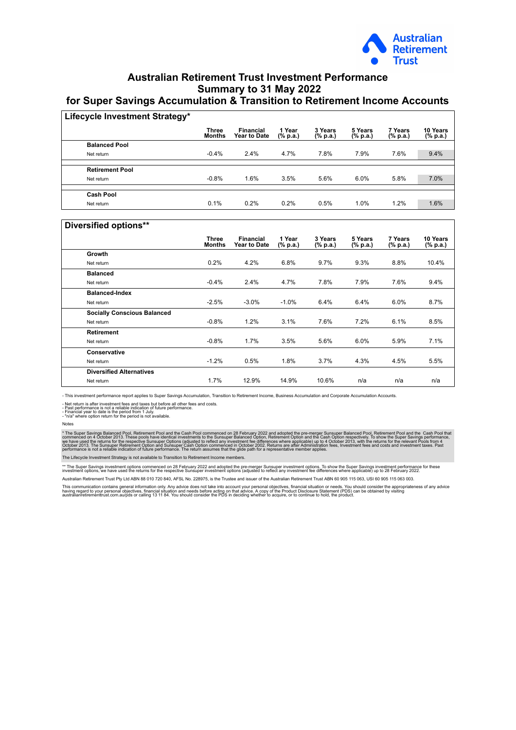# Australian Retirement Trust Investment Performance Summary to 31 May 2022 for Super Savings Accumulation & Transition to Retirement Income Accounts

## Lifecycle Investment Strategy*

| | Three Months | Financial Year to Date | 1 Year (% p.a.) | 3 Years (% p.a.) | 5 Years (% p.a.) | 7 Years (% p.a.) | 10 Years (% p.a.) |
|---|---|---|---|---|---|---|---|
| **Balanced Pool** | | | | | | | |
| Net return | -0.4% | 2.4% | 4.7% | 7.8% | 7.9% | 7.6% | 9.4% |
| **Retirement Pool** | | | | | | | |
| Net return | -0.8% | 1.6% | 3.5% | 5.6% | 6.0% | 5.8% | 7.0% |
| **Cash Pool** | | | | | | | |
| Net return | 0.1% | 0.2% | 0.2% | 0.5% | 1.0% | 1.2% | 1.6% |

## Diversified options**

| | Three Months | Financial Year to Date | 1 Year (% p.a.) | 3 Years (% p.a.) | 5 Years (% p.a.) | 7 Years (% p.a.) | 10 Years (% p.a.) |
|---|---|---|---|---|---|---|---|
| **Growth** | | | | | | | |
| Net return | 0.2% | 4.2% | 6.8% | 9.7% | 9.3% | 8.8% | 10.4% |
| **Balanced** | | | | | | | |
| Net return | -0.4% | 2.4% | 4.7% | 7.8% | 7.9% | 7.6% | 9.4% |
| **Balanced-Index** | | | | | | | |
| Net return | -2.5% | -3.0% | -1.0% | 6.4% | 6.4% | 6.0% | 8.7% |
| **Socially Conscious Balanced** | | | | | | | |
| Net return | -0.8% | 1.2% | 3.1% | 7.6% | 7.2% | 6.1% | 8.5% |
| **Retirement** | | | | | | | |
| Net return | -0.8% | 1.7% | 3.5% | 5.6% | 6.0% | 5.9% | 7.1% |
| **Conservative** | | | | | | | |
| Net return | -1.2% | 0.5% | 1.8% | 3.7% | 4.3% | 4.5% | 5.5% |
| **Diversified Alternatives** | | | | | | | |
| Net return | 1.7% | 12.9% | 14.9% | 10.6% | n/a | n/a | n/a |

- This investment performance report applies to Super Savings Accumulation, Transition to Retirement Income, Business Accumulation and Corporate Accumulation Accounts.

- Net return is after investment fees and taxes but before all other fees and costs.
- Past performance is not a reliable indication of future performance.
- Financial year to date is the period from 1 July.
- "n/a" where option return for the period is not available.

Notes

* The Super Savings Balanced Pool, Retirement Pool and the Cash Pool commenced on 28 February 2022 and adopted the pre-merger Sunsuper Balanced Pool, Retirement Pool and the Cash Pool that commenced on 4 October 2013. These pools have identical investments to the Sunsuper Balanced Option, Retirement Option and the Cash Option respectively. To show the Super Savings performance, we have used the returns for the respective Sunsuper Options (adjusted to reflect any investment fee differences where applicable) up to 4 October 2013, with the returns for the relevant Pools from 4 October 2013. The Sunsuper Retirement Option and Sunsuper Cash Option commenced in October 2002. Returns are after Administration fees, Investment fees and costs and investment taxes. Past performance is not a reliable indication of future performance. The return assumes that the glide path for a representative member applies.

The Lifecycle Investment Strategy is not available to Transition to Retirement Income members.

** The Super Savings investment options commenced on 28 February 2022 and adopted the pre-merger Sunsuper investment options. To show the Super Savings investment performance for these investment options, we have used the returns for the respective Sunsuper investment options (adjusted to reflect any investment fee differences where applicable) up to 28 February 2022.

Australian Retirement Trust Pty Ltd ABN 88 010 720 840, AFSL No. 228975, is the Trustee and issuer of the Australian Retirement Trust ABN 60 905 115 063, USI 60 905 115 063 003.

This communication contains general information only. Any advice does not take into account your personal objectives, financial situation or needs. You should consider the appropriateness of any advice having regard to your personal objectives, financial situation and needs before acting on that advice. A copy of the Product Disclosure Statement (PDS) can be obtained by visiting australianretirementtrust.com.au/pds or calling 13 11 84. You should consider the PDS in deciding whether to acquire, or to continue to hold, the product.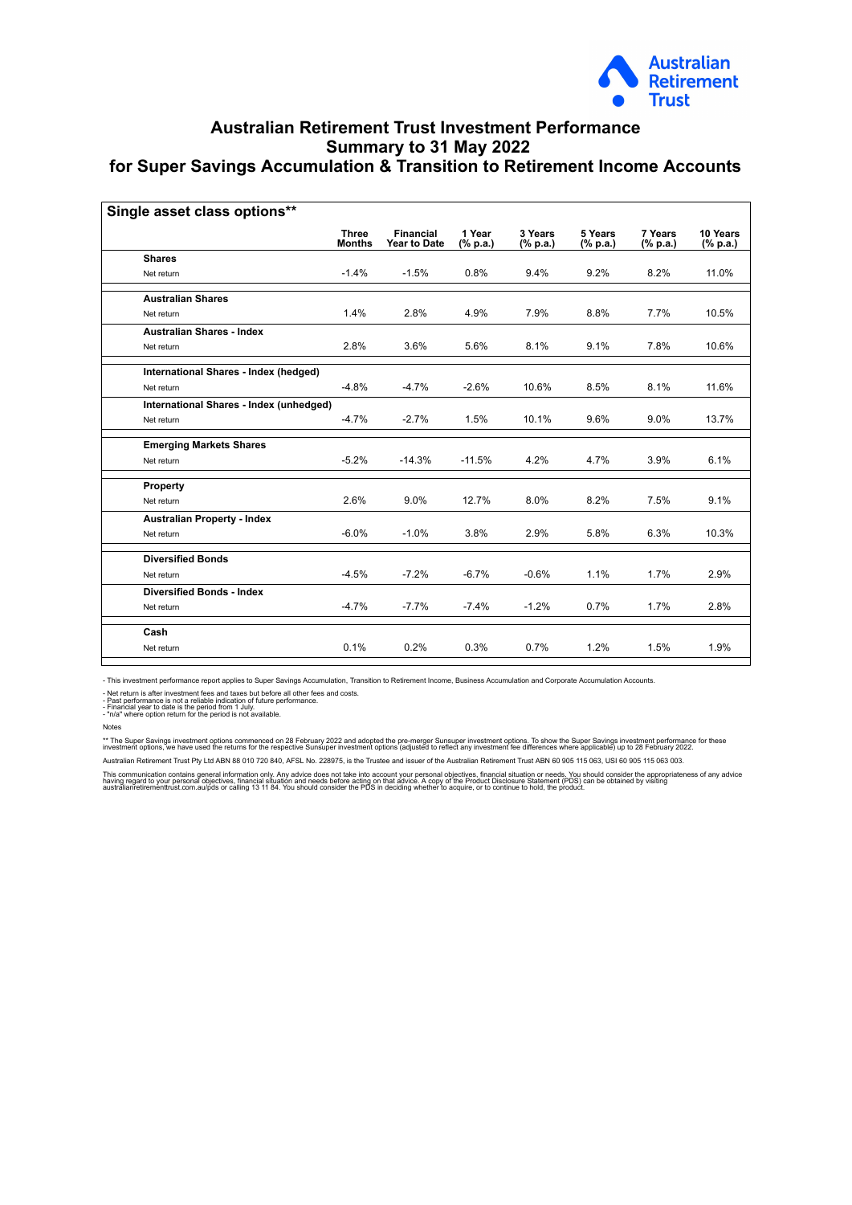# Australian Retirement Trust Investment Performance Summary to 31 May 2022 for Super Savings Accumulation & Transition to Retirement Income Accounts

## Single asset class options**

| | Three Months | Financial Year to Date | 1 Year (% p.a.) | 3 Years (% p.a.) | 5 Years (% p.a.) | 7 Years (% p.a.) | 10 Years (% p.a.) |
|---|---|---|---|---|---|---|---|
| **Shares** | | | | | | | |
| Net return | -1.4% | -1.5% | 0.8% | 9.4% | 9.2% | 8.2% | 11.0% |
| **Australian Shares** | | | | | | | |
| Net return | 1.4% | 2.8% | 4.9% | 7.9% | 8.8% | 7.7% | 10.5% |
| **Australian Shares - Index** | | | | | | | |
| Net return | 2.8% | 3.6% | 5.6% | 8.1% | 9.1% | 7.8% | 10.6% |
| **International Shares - Index (hedged)** | | | | | | | |
| Net return | -4.8% | -4.7% | -2.6% | 10.6% | 8.5% | 8.1% | 11.6% |
| **International Shares - Index (unhedged)** | | | | | | | |
| Net return | -4.7% | -2.7% | 1.5% | 10.1% | 9.6% | 9.0% | 13.7% |
| **Emerging Markets Shares** | | | | | | | |
| Net return | -5.2% | -14.3% | -11.5% | 4.2% | 4.7% | 3.9% | 6.1% |
| **Property** | | | | | | | |
| Net return | 2.6% | 9.0% | 12.7% | 8.0% | 8.2% | 7.5% | 9.1% |
| **Australian Property - Index** | | | | | | | |
| Net return | -6.0% | -1.0% | 3.8% | 2.9% | 5.8% | 6.3% | 10.3% |
| **Diversified Bonds** | | | | | | | |
| Net return | -4.5% | -7.2% | -6.7% | -0.6% | 1.1% | 1.7% | 2.9% |
| **Diversified Bonds - Index** | | | | | | | |
| Net return | -4.7% | -7.7% | -7.4% | -1.2% | 0.7% | 1.7% | 2.8% |
| **Cash** | | | | | | | |
| Net return | 0.1% | 0.2% | 0.3% | 0.7% | 1.2% | 1.5% | 1.9% |

- This investment performance report applies to Super Savings Accumulation, Transition to Retirement Income, Business Accumulation and Corporate Accumulation Accounts.

- Net return is after investment fees and taxes but before all other fees and costs.
- Past performance is not a reliable indication of future performance.
- Financial year to date is the period from 1 July.
- "n/a" where option return for the period is not available.

Notes

** The Super Savings investment options commenced on 28 February 2022 and adopted the pre-merger Sunsuper investment options. To show the Super Savings investment performance for these investment options, we have used the returns for the respective Sunsuper investment options (adjusted to reflect any investment fee differences where applicable) up to 28 February 2022.

Australian Retirement Trust Pty Ltd ABN 88 010 720 840, AFSL No. 228975, is the Trustee and issuer of the Australian Retirement Trust ABN 60 905 115 063, USI 60 905 115 063 003.

This communication contains general information only. Any advice does not take into account your personal objectives, financial situation or needs. You should consider the appropriateness of any advice having regard to your personal objectives, financial situation and needs before acting on that advice. A copy of the Product Disclosure Statement (PDS) can be obtained by visiting australianretirementtrust.com.au/pds or calling 13 11 84. You should consider the PDS in deciding whether to acquire, or to continue to hold, the product.